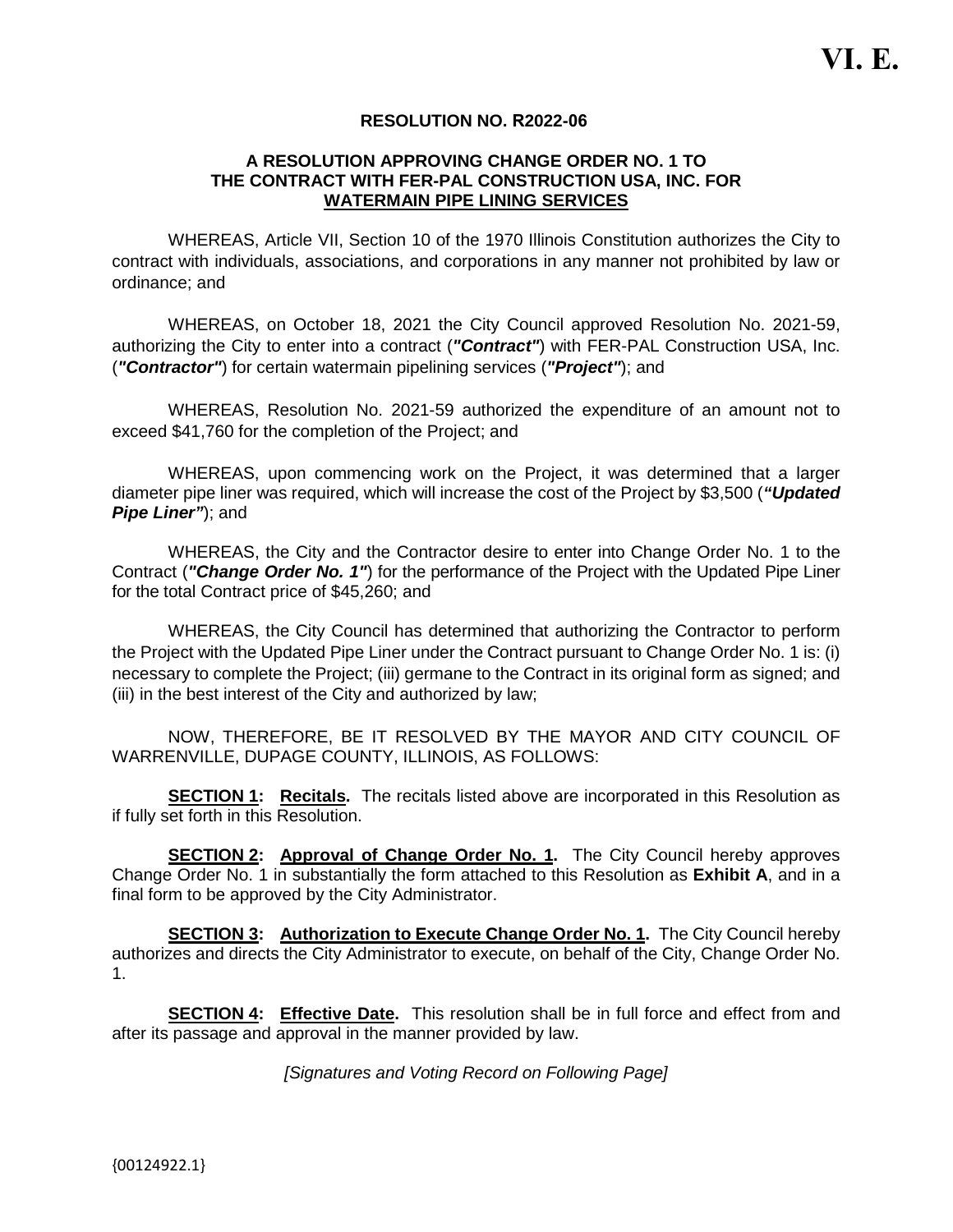**VI. E.**

**RESOLUTION NO. R2022-06**

**A RESOLUTION APPROVING CHANGE ORDER NO. 1 TO THE CONTRACT WITH FER-PAL CONSTRUCTION USA, INC. FOR <u>WATERMAIN PIPE LINING SERVICES</u>**

WHEREAS, Article VII, Section 10 of the 1970 Illinois Constitution authorizes the City to contract with individuals, associations, and corporations in any manner not prohibited by law or ordinance; and

WHEREAS, on October 18, 2021 the City Council approved Resolution No. 2021-59, authorizing the City to enter into a contract (***"Contract"***) with FER-PAL Construction USA, Inc. (***"Contractor"***) for certain watermain pipelining services (***"Project"***); and

WHEREAS, Resolution No. 2021-59 authorized the expenditure of an amount not to exceed $41,760 for the completion of the Project; and

WHEREAS, upon commencing work on the Project, it was determined that a larger diameter pipe liner was required, which will increase the cost of the Project by $3,500 (***"Updated Pipe Liner"***); and

WHEREAS, the City and the Contractor desire to enter into Change Order No. 1 to the Contract (***"Change Order No. 1"***) for the performance of the Project with the Updated Pipe Liner for the total Contract price of $45,260; and

WHEREAS, the City Council has determined that authorizing the Contractor to perform the Project with the Updated Pipe Liner under the Contract pursuant to Change Order No. 1 is: (i) necessary to complete the Project; (iii) germane to the Contract in its original form as signed; and (iii) in the best interest of the City and authorized by law;

NOW, THEREFORE, BE IT RESOLVED BY THE MAYOR AND CITY COUNCIL OF WARRENVILLE, DUPAGE COUNTY, ILLINOIS, AS FOLLOWS:

**<u>SECTION 1</u>: <u>Recitals</u>.** The recitals listed above are incorporated in this Resolution as if fully set forth in this Resolution.

**<u>SECTION 2</u>: <u>Approval of Change Order No. 1</u>.** The City Council hereby approves Change Order No. 1 in substantially the form attached to this Resolution as **Exhibit A**, and in a final form to be approved by the City Administrator.

**<u>SECTION 3</u>: <u>Authorization to Execute Change Order No. 1</u>.** The City Council hereby authorizes and directs the City Administrator to execute, on behalf of the City, Change Order No. 1.

**<u>SECTION 4</u>: <u>Effective Date</u>.** This resolution shall be in full force and effect from and after its passage and approval in the manner provided by law.

*[Signatures and Voting Record on Following Page]*

{00124922.1}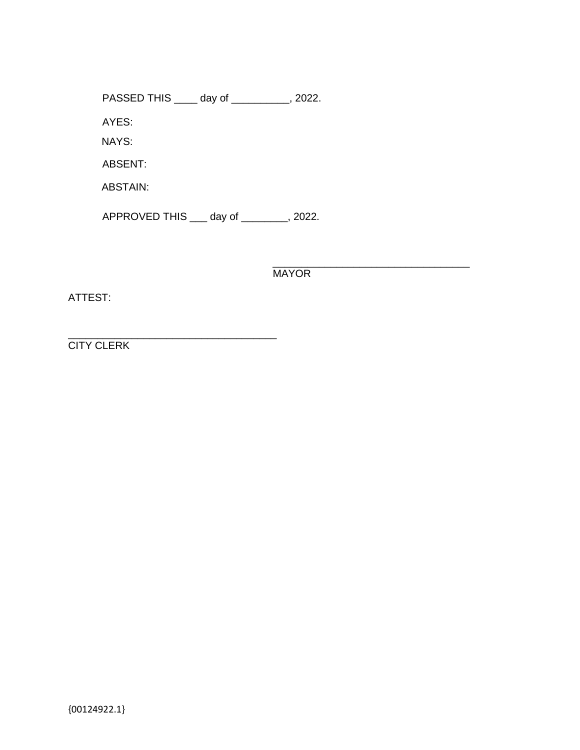PASSED THIS ____ day of __________, 2022.

AYES:

NAYS:

ABSENT:

ABSTAIN:

APPROVED THIS ___ day of ________, 2022.

__________________________________
MAYOR

ATTEST:

____________________________________
CITY CLERK

{00124922.1}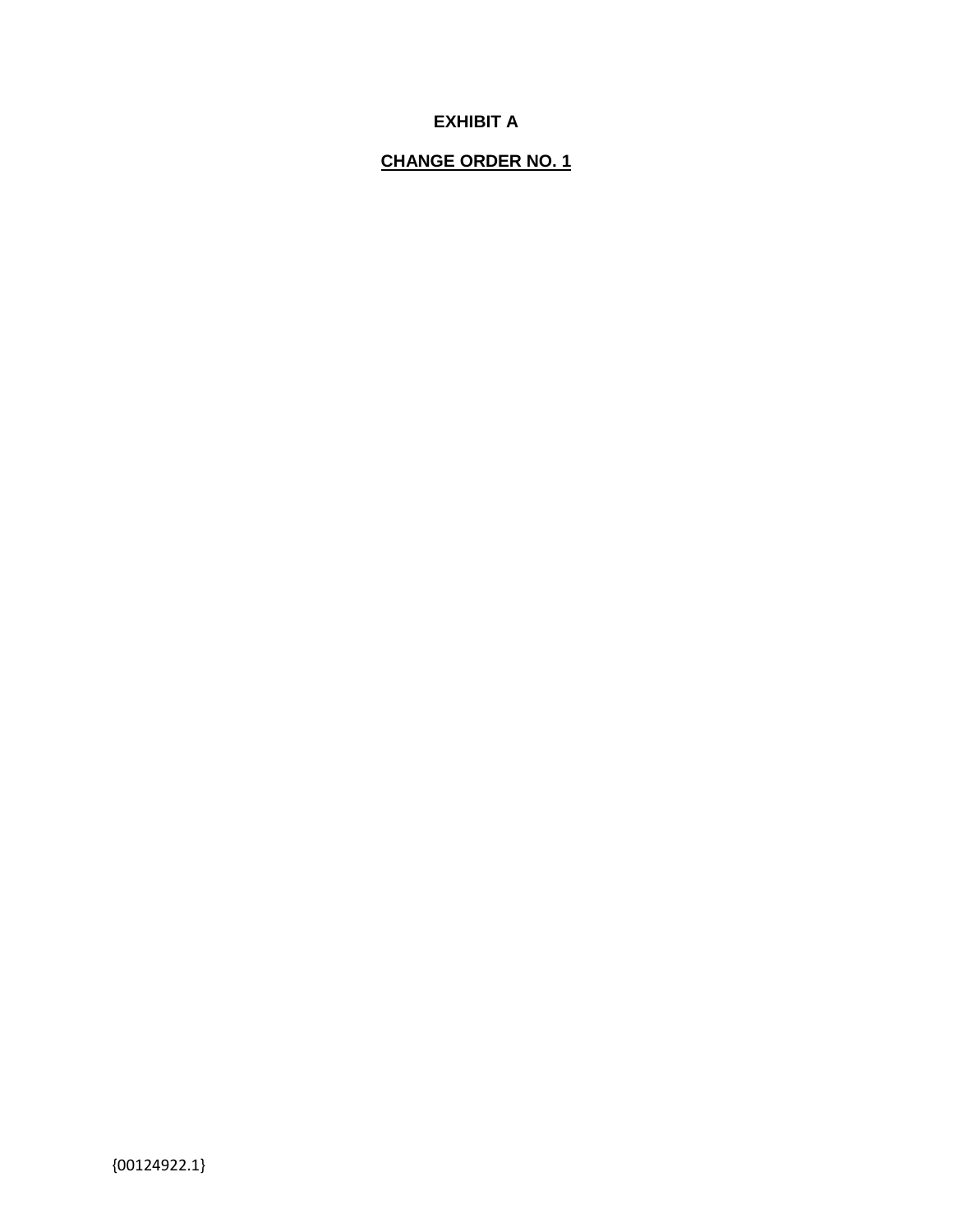**EXHIBIT A**

**CHANGE ORDER NO. 1**

{00124922.1}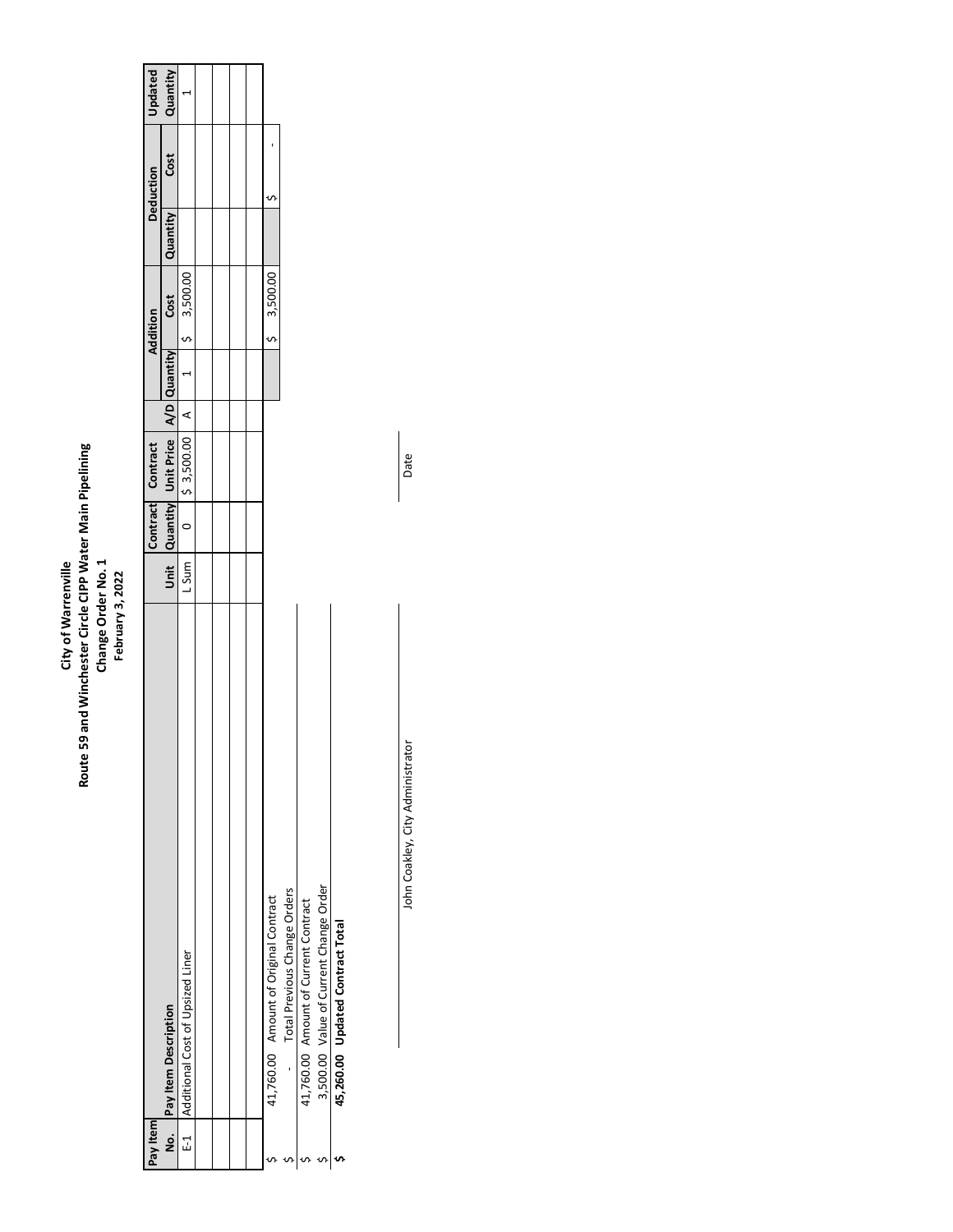# City of Warrenville

## Route 59 and Winchester Circle CIPP Water Main Pipelining

### Change Order No. 1

**February 3, 2022**

| Pay Item No. | Pay Item Description | Unit | Contract Quantity | Contract Unit Price | A/D | Addition Quantity | Addition Cost | Deduction Quantity | Deduction Cost | Updated Quantity |
|---|---|---|---|---|---|---|---|---|---|---|
| E-1 | Additional Cost of Upsized Liner | L Sum | 0 | $ 3,500.00 | A | 1 | $ 3,500.00 | | | 1 |
| | | | | | | | | | | |
| | | | | | | | | | | |
| | | | | | | | | | | |
| | | | | | | | $ 3,500.00 | | $ - | |

| | |
|---|---|
| $ 41,760.00 | Amount of Original Contract |
| $ - | Total Previous Change Orders |
| $ 41,760.00 | Amount of Current Contract |
| $ 3,500.00 | Value of Current Change Order |
| **$ 45,260.00** | **Updated Contract Total** |

John Coakley, City Administrator

Date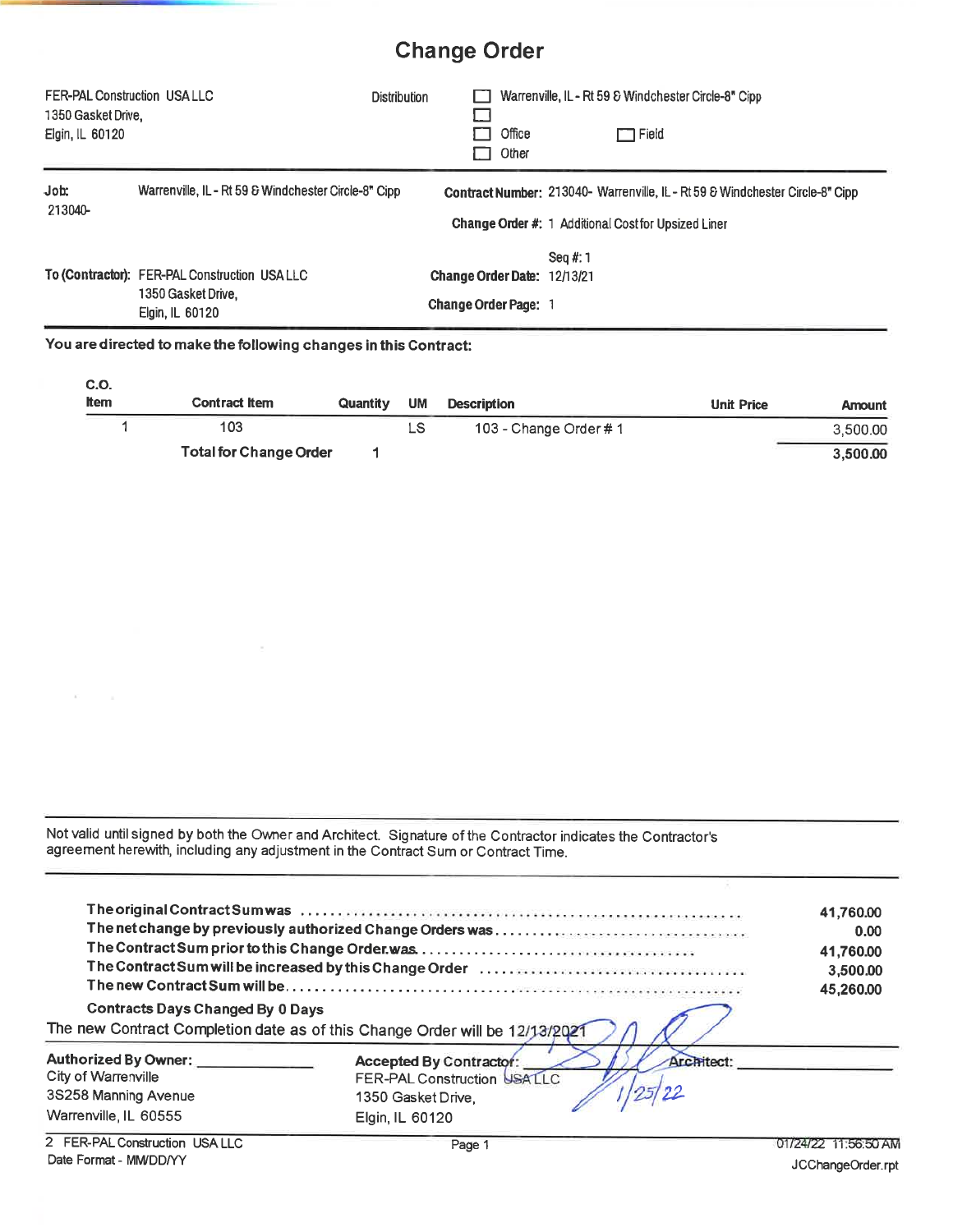# Change Order

FER-PAL Construction USA LLC
1350 Gasket Drive,
Elgin, IL 60120

Distribution

- [ ] Warrenville, IL - Rt 59 & Windchester Circle-8" Cipp
- [ ] 
- [ ] Office
- [ ] Field
- [ ] Other

**Job:** 213040- Warrenville, IL - Rt 59 & Windchester Circle-8" Cipp

**Contract Number:** 213040- Warrenville, IL - Rt 59 & Windchester Circle-8" Cipp

**Change Order #:** 1 Additional Cost for Upsized Liner

Seq #: 1

**Change Order Date:** 12/13/21

**Change Order Page:** 1

**To (Contractor):** FER-PAL Construction USA LLC
1350 Gasket Drive,
Elgin, IL 60120

**You are directed to make the following changes in this Contract:**

| C.O. Item | Contract Item | Quantity | UM | Description | Unit Price | Amount |
|---|---|---|---|---|---|---|
| 1 | 103 | | LS | 103 - Change Order # 1 | | 3,500.00 |
| | **Total for Change Order** | 1 | | | | **3,500.00** |

Not valid until signed by both the Owner and Architect. Signature of the Contractor indicates the Contractor's agreement herewith, including any adjustment in the Contract Sum or Contract Time.

| | |
|---|---|
| **The original Contract Sum was** | **41,760.00** |
| **The net change by previously authorized Change Orders was** | **0.00** |
| **The Contract Sum prior to this Change Order was** | **41,760.00** |
| **The Contract Sum will be increased by this Change Order** | **3,500.00** |
| **The new Contract Sum will be** | **45,260.00** |

**Contracts Days Changed By 0 Days**

The new Contract Completion date as of this Change Order will be 12/13/2021

**Authorized By Owner:** ______________
City of Warrenville
3S258 Manning Avenue
Warrenville, IL 60555

**Accepted By Contractor:** [signature]
FER-PAL Construction USA LLC
1350 Gasket Drive,
Elgin, IL 60120
1/25/22

**Architect:** ______________

2 FER-PAL Construction USA LLC
Date Format - MM/DD/YY

01/24/22 11:56:50 AM
JCChangeOrder.rpt